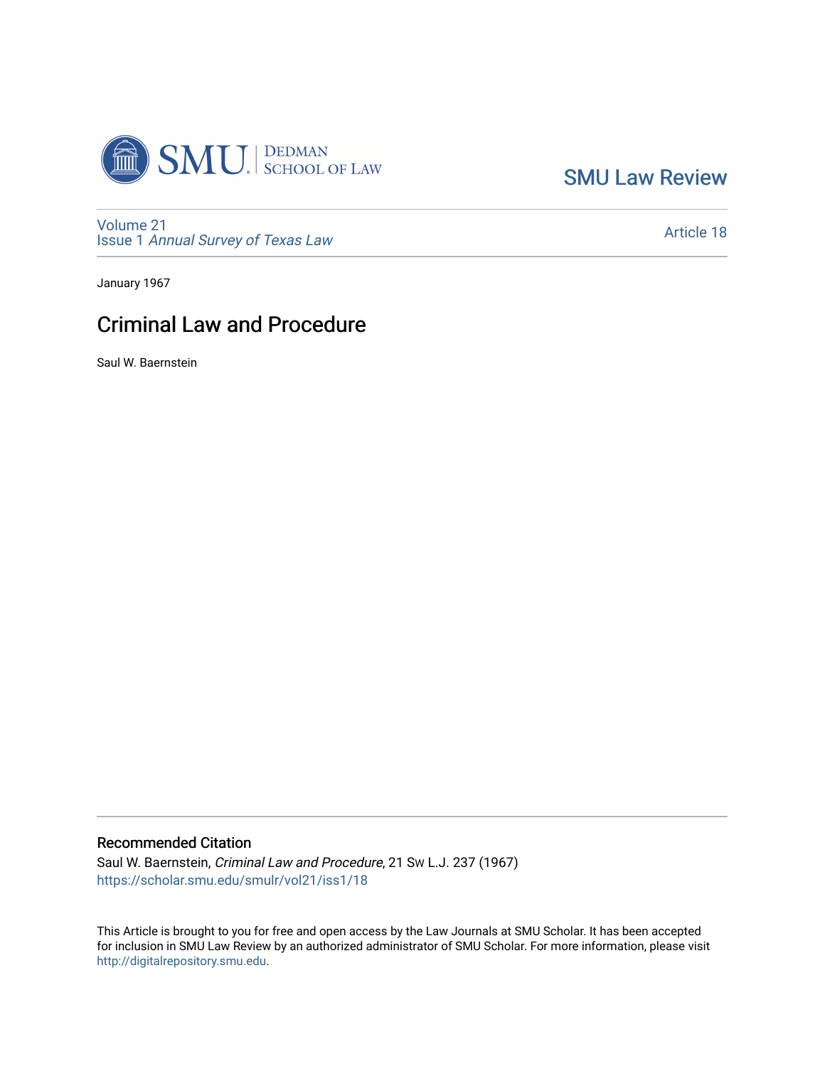SMU Law Review

Volume 21
Issue 1 *Annual Survey of Texas Law*

Article 18

January 1967

# Criminal Law and Procedure

Saul W. Baernstein

## Recommended Citation

Saul W. Baernstein, *Criminal Law and Procedure*, 21 Sw L.J. 237 (1967)
https://scholar.smu.edu/smulr/vol21/iss1/18

This Article is brought to you for free and open access by the Law Journals at SMU Scholar. It has been accepted for inclusion in SMU Law Review by an authorized administrator of SMU Scholar. For more information, please visit http://digitalrepository.smu.edu.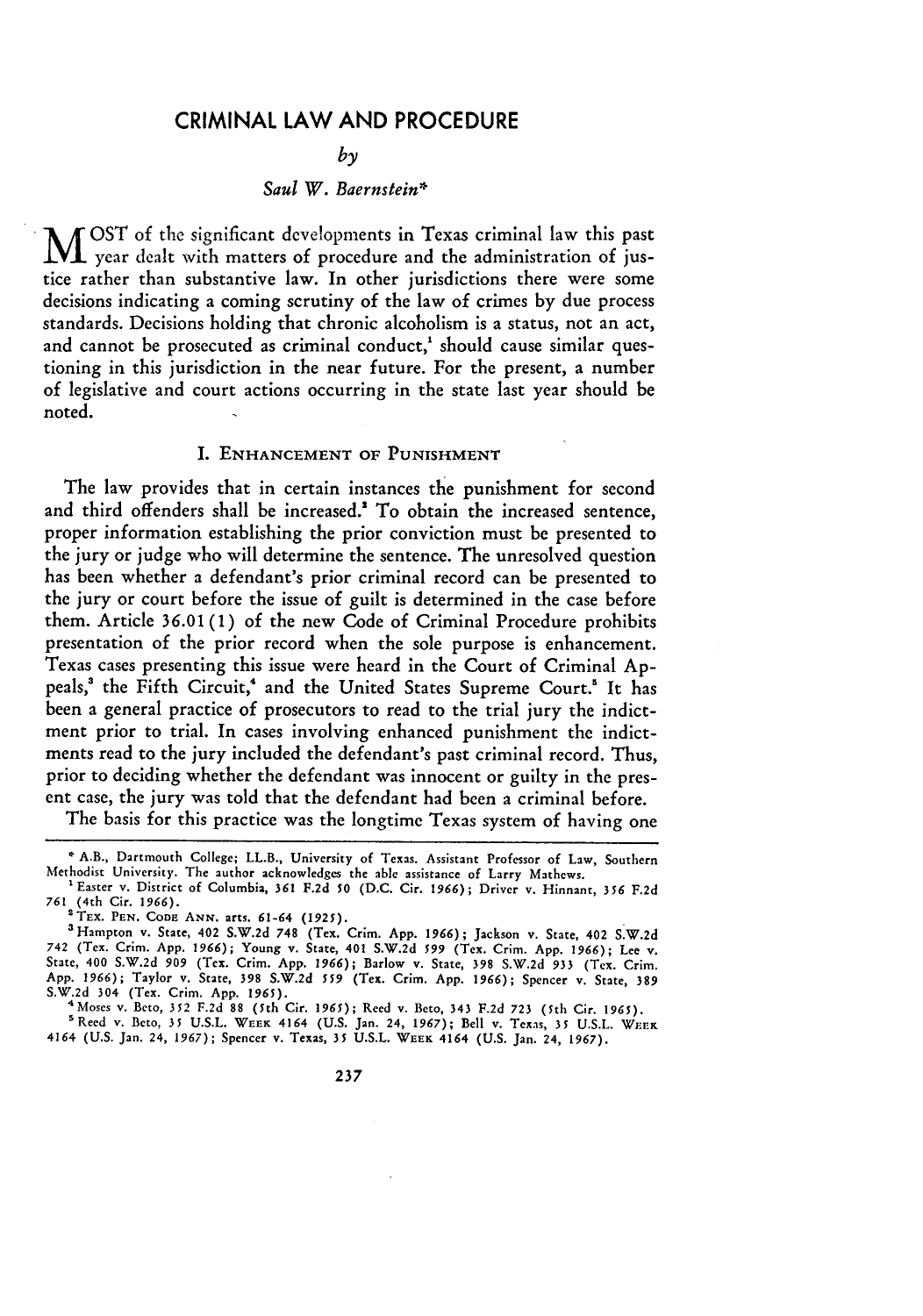# CRIMINAL LAW AND PROCEDURE

*by*

*Saul W. Baernstein**

MOST of the significant developments in Texas criminal law this past year dealt with matters of procedure and the administration of justice rather than substantive law. In other jurisdictions there were some decisions indicating a coming scrutiny of the law of crimes by due process standards. Decisions holding that chronic alcoholism is a status, not an act, and cannot be prosecuted as criminal conduct,[1] should cause similar questioning in this jurisdiction in the near future. For the present, a number of legislative and court actions occurring in the state last year should be noted.

## I. ENHANCEMENT OF PUNISHMENT

The law provides that in certain instances the punishment for second and third offenders shall be increased.[2] To obtain the increased sentence, proper information establishing the prior conviction must be presented to the jury or judge who will determine the sentence. The unresolved question has been whether a defendant's prior criminal record can be presented to the jury or court before the issue of guilt is determined in the case before them. Article 36.01(1) of the new Code of Criminal Procedure prohibits presentation of the prior record when the sole purpose is enhancement. Texas cases presenting this issue were heard in the Court of Criminal Appeals,[3] the Fifth Circuit,[4] and the United States Supreme Court.[5] It has been a general practice of prosecutors to read to the trial jury the indictment prior to trial. In cases involving enhanced punishment the indictments read to the jury included the defendant's past criminal record. Thus, prior to deciding whether the defendant was innocent or guilty in the present case, the jury was told that the defendant had been a criminal before.

The basis for this practice was the longtime Texas system of having one

---

* A.B., Dartmouth College; LL.B., University of Texas. Assistant Professor of Law, Southern Methodist University. The author acknowledges the able assistance of Larry Mathews.

[1] Easter v. District of Columbia, 361 F.2d 50 (D.C. Cir. 1966); Driver v. Hinnant, 356 F.2d 761 (4th Cir. 1966).

[2] TEX. PEN. CODE ANN. arts. 61-64 (1925).

[3] Hampton v. State, 402 S.W.2d 748 (Tex. Crim. App. 1966); Jackson v. State, 402 S.W.2d 742 (Tex. Crim. App. 1966); Young v. State, 401 S.W.2d 599 (Tex. Crim. App. 1966); Lee v. State, 400 S.W.2d 909 (Tex. Crim. App. 1966); Barlow v. State, 398 S.W.2d 933 (Tex. Crim. App. 1966); Taylor v. State, 398 S.W.2d 559 (Tex. Crim. App. 1966); Spencer v. State, 389 S.W.2d 304 (Tex. Crim. App. 1965).

[4] Moses v. Beto, 352 F.2d 88 (5th Cir. 1965); Reed v. Beto, 343 F.2d 723 (5th Cir. 1965).

[5] Reed v. Beto, 35 U.S.L. WEEK 4164 (U.S. Jan. 24, 1967); Bell v. Texas, 35 U.S.L. WEEK 4164 (U.S. Jan. 24, 1967); Spencer v. Texas, 35 U.S.L. WEEK 4164 (U.S. Jan. 24, 1967).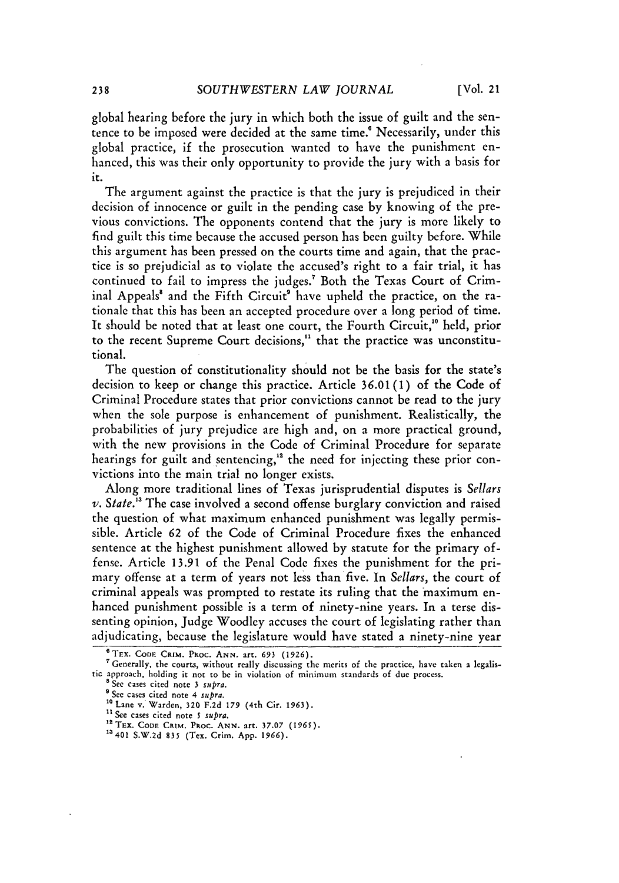global hearing before the jury in which both the issue of guilt and the sentence to be imposed were decided at the same time.[6] Necessarily, under this global practice, if the prosecution wanted to have the punishment enhanced, this was their only opportunity to provide the jury with a basis for it.

The argument against the practice is that the jury is prejudiced in their decision of innocence or guilt in the pending case by knowing of the previous convictions. The opponents contend that the jury is more likely to find guilt this time because the accused person has been guilty before. While this argument has been pressed on the courts time and again, that the practice is so prejudicial as to violate the accused's right to a fair trial, it has continued to fail to impress the judges.[7] Both the Texas Court of Criminal Appeals[8] and the Fifth Circuit[9] have upheld the practice, on the rationale that this has been an accepted procedure over a long period of time. It should be noted that at least one court, the Fourth Circuit,[10] held, prior to the recent Supreme Court decisions,[11] that the practice was unconstitutional.

The question of constitutionality should not be the basis for the state's decision to keep or change this practice. Article 36.01(1) of the Code of Criminal Procedure states that prior convictions cannot be read to the jury when the sole purpose is enhancement of punishment. Realistically, the probabilities of jury prejudice are high and, on a more practical ground, with the new provisions in the Code of Criminal Procedure for separate hearings for guilt and sentencing,[12] the need for injecting these prior convictions into the main trial no longer exists.

Along more traditional lines of Texas jurisprudential disputes is *Sellars v. State*.[13] The case involved a second offense burglary conviction and raised the question of what maximum enhanced punishment was legally permissible. Article 62 of the Code of Criminal Procedure fixes the enhanced sentence at the highest punishment allowed by statute for the primary offense. Article 13.91 of the Penal Code fixes the punishment for the primary offense at a term of years not less than five. In *Sellars*, the court of criminal appeals was prompted to restate its ruling that the maximum enhanced punishment possible is a term of ninety-nine years. In a terse dissenting opinion, Judge Woodley accuses the court of legislating rather than adjudicating, because the legislature would have stated a ninety-nine year

[6] TEX. CODE CRIM. PROC. ANN. art. 693 (1926).

[7] Generally, the courts, without really discussing the merits of the practice, have taken a legalistic approach, holding it not to be in violation of minimum standards of due process.

[8] See cases cited note 3 *supra*.

[9] See cases cited note 4 *supra*.

[10] Lane v. Warden, 320 F.2d 179 (4th Cir. 1963).

[11] See cases cited note 5 *supra*.

[12] TEX. CODE CRIM. PROC. ANN. art. 37.07 (1965).

[13] 401 S.W.2d 835 (Tex. Crim. App. 1966).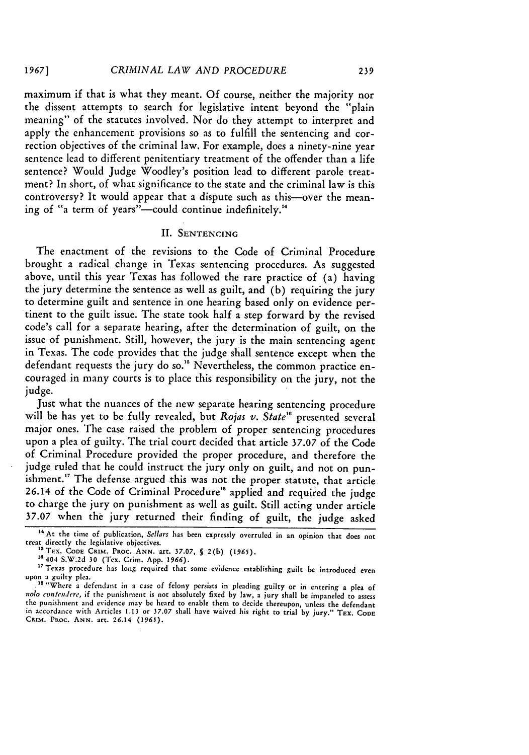maximum if that is what they meant. Of course, neither the majority nor the dissent attempts to search for legislative intent beyond the "plain meaning" of the statutes involved. Nor do they attempt to interpret and apply the enhancement provisions so as to fulfill the sentencing and correction objectives of the criminal law. For example, does a ninety-nine year sentence lead to different penitentiary treatment of the offender than a life sentence? Would Judge Woodley's position lead to different parole treatment? In short, of what significance to the state and the criminal law is this controversy? It would appear that a dispute such as this—over the meaning of "a term of years"—could continue indefinitely.[14]

## II. SENTENCING

The enactment of the revisions to the Code of Criminal Procedure brought a radical change in Texas sentencing procedures. As suggested above, until this year Texas has followed the rare practice of (a) having the jury determine the sentence as well as guilt, and (b) requiring the jury to determine guilt and sentence in one hearing based only on evidence pertinent to the guilt issue. The state took half a step forward by the revised code's call for a separate hearing, after the determination of guilt, on the issue of punishment. Still, however, the jury is the main sentencing agent in Texas. The code provides that the judge shall sentence except when the defendant requests the jury do so.[15] Nevertheless, the common practice encouraged in many courts is to place this responsibility on the jury, not the judge.

Just what the nuances of the new separate hearing sentencing procedure will be has yet to be fully revealed, but *Rojas v. State*[16] presented several major ones. The case raised the problem of proper sentencing procedures upon a plea of guilty. The trial court decided that article 37.07 of the Code of Criminal Procedure provided the proper procedure, and therefore the judge ruled that he could instruct the jury only on guilt, and not on punishment.[17] The defense argued this was not the proper statute, that article 26.14 of the Code of Criminal Procedure[18] applied and required the judge to charge the jury on punishment as well as guilt. Still acting under article 37.07 when the jury returned their finding of guilt, the judge asked

---

[14] At the time of publication, *Sellars* has been expressly overruled in an opinion that does not treat directly the legislative objectives.

[15] TEX. CODE CRIM. PROC. ANN. art. 37.07, § 2(b) (1965).

[16] 404 S.W.2d 30 (Tex. Crim. App. 1966).

[17] Texas procedure has long required that some evidence establishing guilt be introduced even upon a guilty plea.

[18] "Where a defendant in a case of felony persists in pleading guilty or in entering a plea of *nolo contendere*, if the punishment is not absolutely fixed by law, a jury shall be impaneled to assess the punishment and evidence may be heard to enable them to decide thereupon, unless the defendant in accordance with Articles 1.13 or 37.07 shall have waived his right to trial by jury." TEX. CODE CRIM. PROC. ANN. art. 26.14 (1965).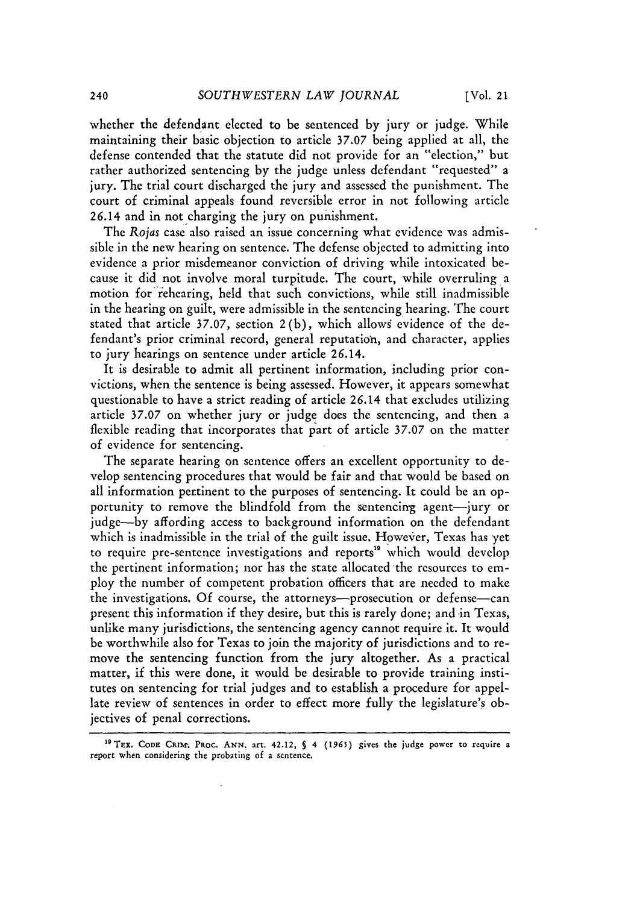whether the defendant elected to be sentenced by jury or judge. While maintaining their basic objection to article 37.07 being applied at all, the defense contended that the statute did not provide for an "election," but rather authorized sentencing by the judge unless defendant "requested" a jury. The trial court discharged the jury and assessed the punishment. The court of criminal appeals found reversible error in not following article 26.14 and in not charging the jury on punishment.

The *Rojas* case also raised an issue concerning what evidence was admissible in the new hearing on sentence. The defense objected to admitting into evidence a prior misdemeanor conviction of driving while intoxicated because it did not involve moral turpitude. The court, while overruling a motion for rehearing, held that such convictions, while still inadmissible in the hearing on guilt, were admissible in the sentencing hearing. The court stated that article 37.07, section 2(b), which allows evidence of the defendant's prior criminal record, general reputation, and character, applies to jury hearings on sentence under article 26.14.

It is desirable to admit all pertinent information, including prior convictions, when the sentence is being assessed. However, it appears somewhat questionable to have a strict reading of article 26.14 that excludes utilizing article 37.07 on whether jury or judge does the sentencing, and then a flexible reading that incorporates that part of article 37.07 on the matter of evidence for sentencing.

The separate hearing on sentence offers an excellent opportunity to develop sentencing procedures that would be fair and that would be based on all information pertinent to the purposes of sentencing. It could be an opportunity to remove the blindfold from the sentencing agent—jury or judge—by affording access to background information on the defendant which is inadmissible in the trial of the guilt issue. However, Texas has yet to require pre-sentence investigations and reports[19] which would develop the pertinent information; nor has the state allocated the resources to employ the number of competent probation officers that are needed to make the investigations. Of course, the attorneys—prosecution or defense—can present this information if they desire, but this is rarely done; and in Texas, unlike many jurisdictions, the sentencing agency cannot require it. It would be worthwhile also for Texas to join the majority of jurisdictions and to remove the sentencing function from the jury altogether. As a practical matter, if this were done, it would be desirable to provide training institutes on sentencing for trial judges and to establish a procedure for appellate review of sentences in order to effect more fully the legislature's objectives of penal corrections.

---

[19] TEX. CODE CRIM. PROC. ANN. art. 42.12, § 4 (1965) gives the judge power to require a report when considering the probating of a sentence.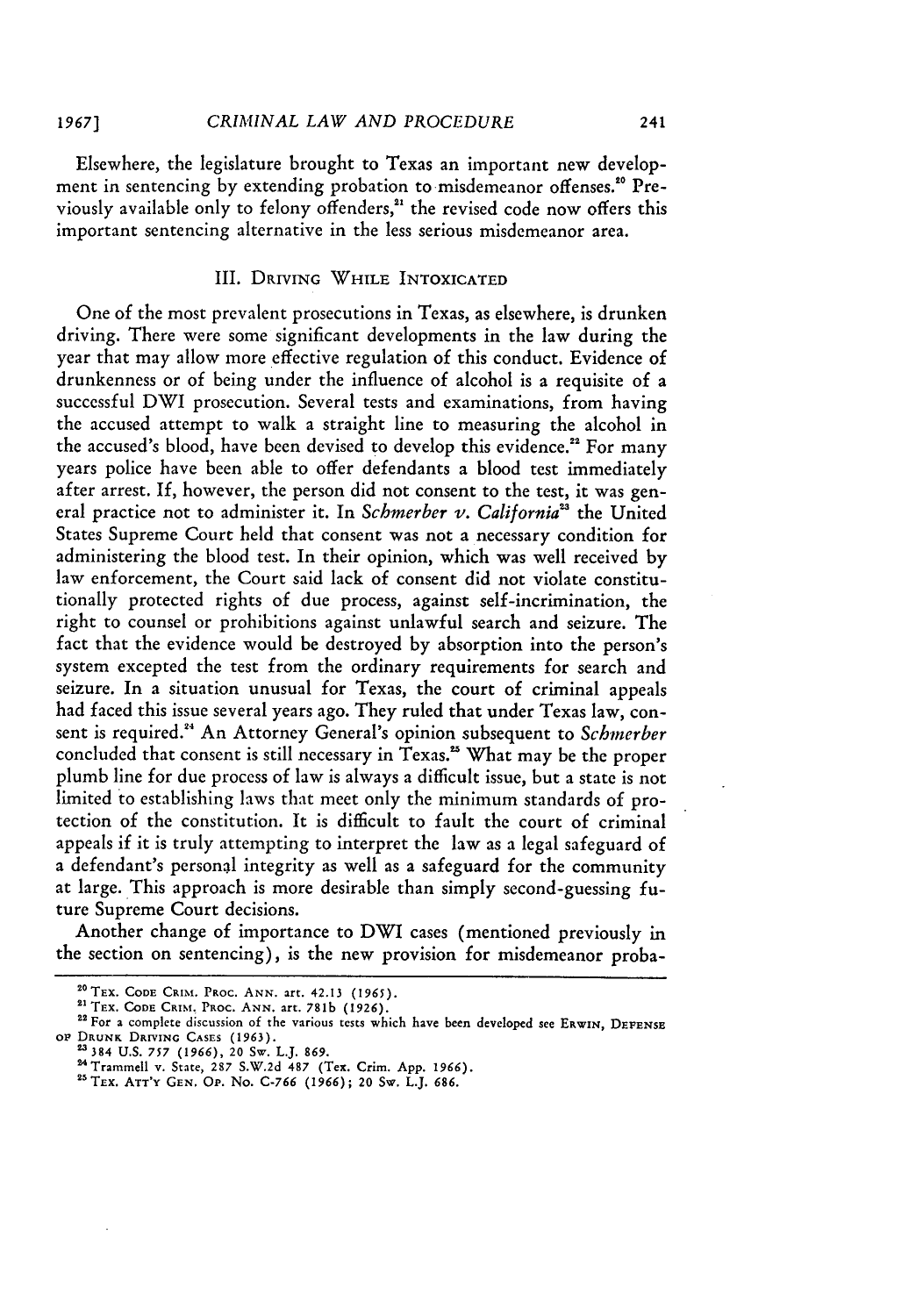Elsewhere, the legislature brought to Texas an important new development in sentencing by extending probation to misdemeanor offenses.[20] Previously available only to felony offenders,[21] the revised code now offers this important sentencing alternative in the less serious misdemeanor area.

## III. Driving While Intoxicated

One of the most prevalent prosecutions in Texas, as elsewhere, is drunken driving. There were some significant developments in the law during the year that may allow more effective regulation of this conduct. Evidence of drunkenness or of being under the influence of alcohol is a requisite of a successful DWI prosecution. Several tests and examinations, from having the accused attempt to walk a straight line to measuring the alcohol in the accused's blood, have been devised to develop this evidence.[22] For many years police have been able to offer defendants a blood test immediately after arrest. If, however, the person did not consent to the test, it was general practice not to administer it. In *Schmerber v. California*[23] the United States Supreme Court held that consent was not a necessary condition for administering the blood test. In their opinion, which was well received by law enforcement, the Court said lack of consent did not violate constitutionally protected rights of due process, against self-incrimination, the right to counsel or prohibitions against unlawful search and seizure. The fact that the evidence would be destroyed by absorption into the person's system excepted the test from the ordinary requirements for search and seizure. In a situation unusual for Texas, the court of criminal appeals had faced this issue several years ago. They ruled that under Texas law, consent is required.[24] An Attorney General's opinion subsequent to *Schmerber* concluded that consent is still necessary in Texas.[25] What may be the proper plumb line for due process of law is always a difficult issue, but a state is not limited to establishing laws that meet only the minimum standards of protection of the constitution. It is difficult to fault the court of criminal appeals if it is truly attempting to interpret the law as a legal safeguard of a defendant's personal integrity as well as a safeguard for the community at large. This approach is more desirable than simply second-guessing future Supreme Court decisions.

Another change of importance to DWI cases (mentioned previously in the section on sentencing), is the new provision for misdemeanor proba-

---

[20] Tex. Code Crim. Proc. Ann. art. 42.13 (1965).

[21] Tex. Code Crim. Proc. Ann. art. 781b (1926).

[22] For a complete discussion of the various tests which have been developed see Erwin, Defense of Drunk Driving Cases (1963).

[23] 384 U.S. 757 (1966), 20 Sw. L.J. 869.

[24] Trammell v. State, 287 S.W.2d 487 (Tex. Crim. App. 1966).

[25] Tex. Att'y Gen. Op. No. C-766 (1966); 20 Sw. L.J. 686.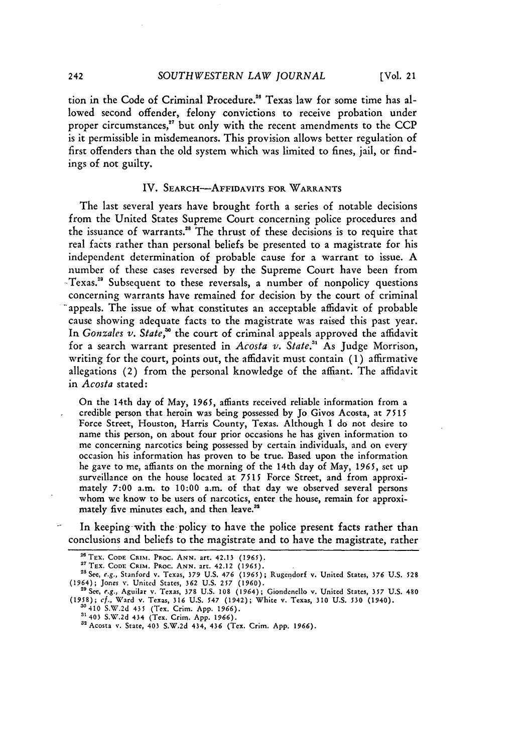tion in the Code of Criminal Procedure.[26] Texas law for some time has allowed second offender, felony convictions to receive probation under proper circumstances,[27] but only with the recent amendments to the CCP is it permissible in misdemeanors. This provision allows better regulation of first offenders than the old system which was limited to fines, jail, or findings of not guilty.

## IV. SEARCH—AFFIDAVITS FOR WARRANTS

The last several years have brought forth a series of notable decisions from the United States Supreme Court concerning police procedures and the issuance of warrants.[28] The thrust of these decisions is to require that real facts rather than personal beliefs be presented to a magistrate for his independent determination of probable cause for a warrant to issue. A number of these cases reversed by the Supreme Court have been from Texas.[29] Subsequent to these reversals, a number of nonpolicy questions concerning warrants have remained for decision by the court of criminal appeals. The issue of what constitutes an acceptable affidavit of probable cause showing adequate facts to the magistrate was raised this past year. In *Gonzales v. State*,[30] the court of criminal appeals approved the affidavit for a search warrant presented in *Acosta v. State*.[31] As Judge Morrison, writing for the court, points out, the affidavit must contain (1) affirmative allegations (2) from the personal knowledge of the affiant. The affidavit in *Acosta* stated:

> On the 14th day of May, 1965, affiants received reliable information from a credible person that heroin was being possessed by Jo Givos Acosta, at 7515 Force Street, Houston, Harris County, Texas. Although I do not desire to name this person, on about four prior occasions he has given information to me concerning narcotics being possessed by certain individuals, and on every occasion his information has proven to be true. Based upon the information he gave to me, affiants on the morning of the 14th day of May, 1965, set up surveillance on the house located at 7515 Force Street, and from approximately 7:00 a.m. to 10:00 a.m. of that day we observed several persons whom we know to be users of narcotics, enter the house, remain for approximately five minutes each, and then leave.[32]

In keeping with the policy to have the police present facts rather than conclusions and beliefs to the magistrate and to have the magistrate, rather

---

[26] TEX. CODE CRIM. PROC. ANN. art. 42.13 (1965).

[27] TEX. CODE CRIM. PROC. ANN. art. 42.12 (1965).

[28] See, e.g., Stanford v. Texas, 379 U.S. 476 (1965); Rugendorf v. United States, 376 U.S. 528 (1964); Jones v. United States, 362 U.S. 257 (1960).

[29] See, e.g., Aguilar v. Texas, 378 U.S. 108 (1964); Giondenello v. United States, 357 U.S. 480 (1958); cf., Ward v. Texas, 316 U.S. 547 (1942); White v. Texas, 310 U.S. 530 (1940).

[30] 410 S.W.2d 435 (Tex. Crim. App. 1966).

[31] 403 S.W.2d 434 (Tex. Crim. App. 1966).

[32] Acosta v. State, 403 S.W.2d 434, 436 (Tex. Crim. App. 1966).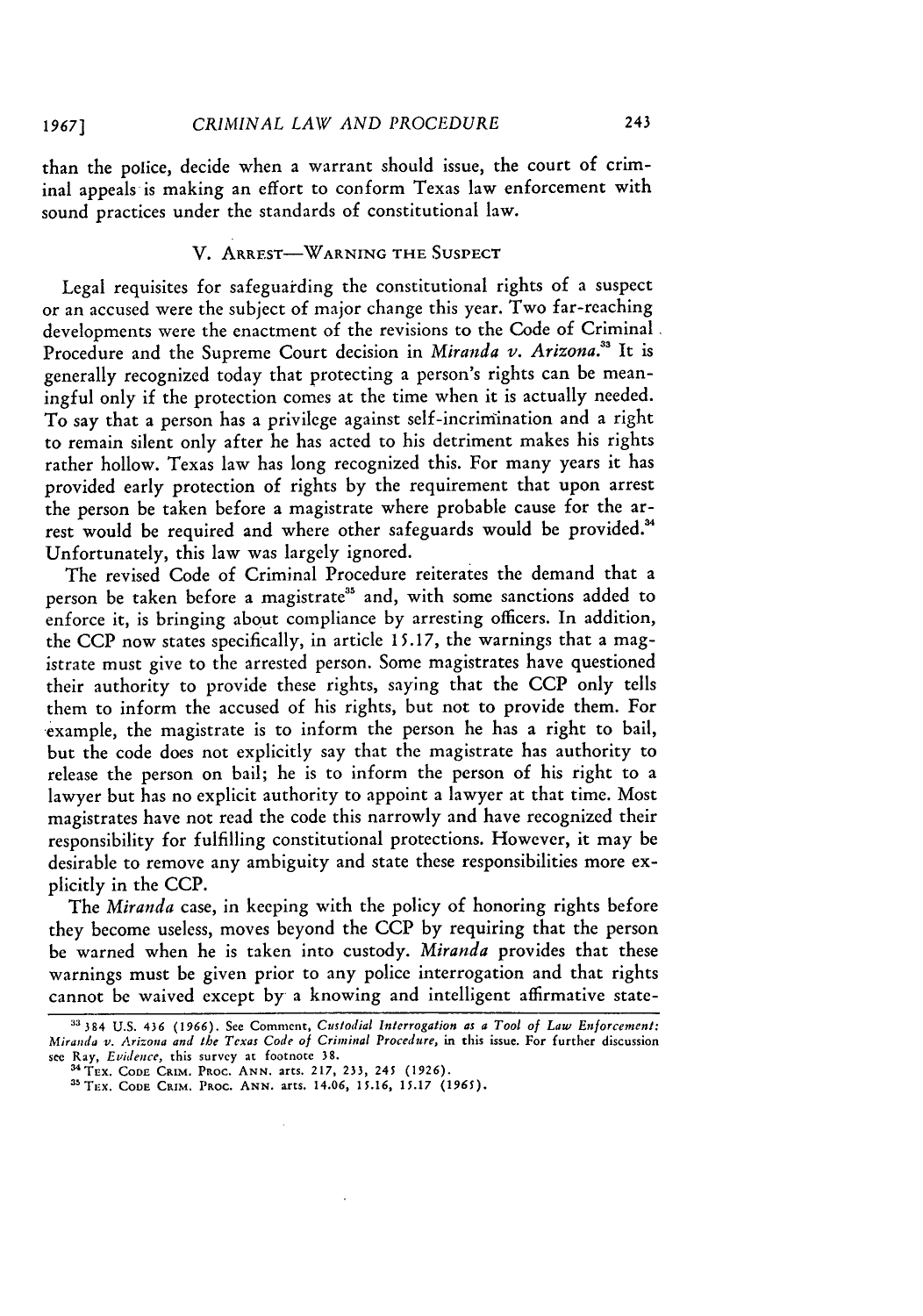than the police, decide when a warrant should issue, the court of criminal appeals is making an effort to conform Texas law enforcement with sound practices under the standards of constitutional law.

## V. Arrest—Warning the Suspect

Legal requisites for safeguarding the constitutional rights of a suspect or an accused were the subject of major change this year. Two far-reaching developments were the enactment of the revisions to the Code of Criminal Procedure and the Supreme Court decision in *Miranda v. Arizona*.[33] It is generally recognized today that protecting a person's rights can be meaningful only if the protection comes at the time when it is actually needed. To say that a person has a privilege against self-incrimination and a right to remain silent only after he has acted to his detriment makes his rights rather hollow. Texas law has long recognized this. For many years it has provided early protection of rights by the requirement that upon arrest the person be taken before a magistrate where probable cause for the arrest would be required and where other safeguards would be provided.[34] Unfortunately, this law was largely ignored.

The revised Code of Criminal Procedure reiterates the demand that a person be taken before a magistrate[35] and, with some sanctions added to enforce it, is bringing about compliance by arresting officers. In addition, the CCP now states specifically, in article 15.17, the warnings that a magistrate must give to the arrested person. Some magistrates have questioned their authority to provide these rights, saying that the CCP only tells them to inform the accused of his rights, but not to provide them. For example, the magistrate is to inform the person he has a right to bail, but the code does not explicitly say that the magistrate has authority to release the person on bail; he is to inform the person of his right to a lawyer but has no explicit authority to appoint a lawyer at that time. Most magistrates have not read the code this narrowly and have recognized their responsibility for fulfilling constitutional protections. However, it may be desirable to remove any ambiguity and state these responsibilities more explicitly in the CCP.

The *Miranda* case, in keeping with the policy of honoring rights before they become useless, moves beyond the CCP by requiring that the person be warned when he is taken into custody. *Miranda* provides that these warnings must be given prior to any police interrogation and that rights cannot be waived except by a knowing and intelligent affirmative state-

---

[33] 384 U.S. 436 (1966). See Comment, *Custodial Interrogation as a Tool of Law Enforcement: Miranda v. Arizona and the Texas Code of Criminal Procedure*, in this issue. For further discussion see Ray, *Evidence*, this survey at footnote 38.

[34] Tex. Code Crim. Proc. Ann. arts. 217, 233, 245 (1926).

[35] Tex. Code Crim. Proc. Ann. arts. 14.06, 15.16, 15.17 (1965).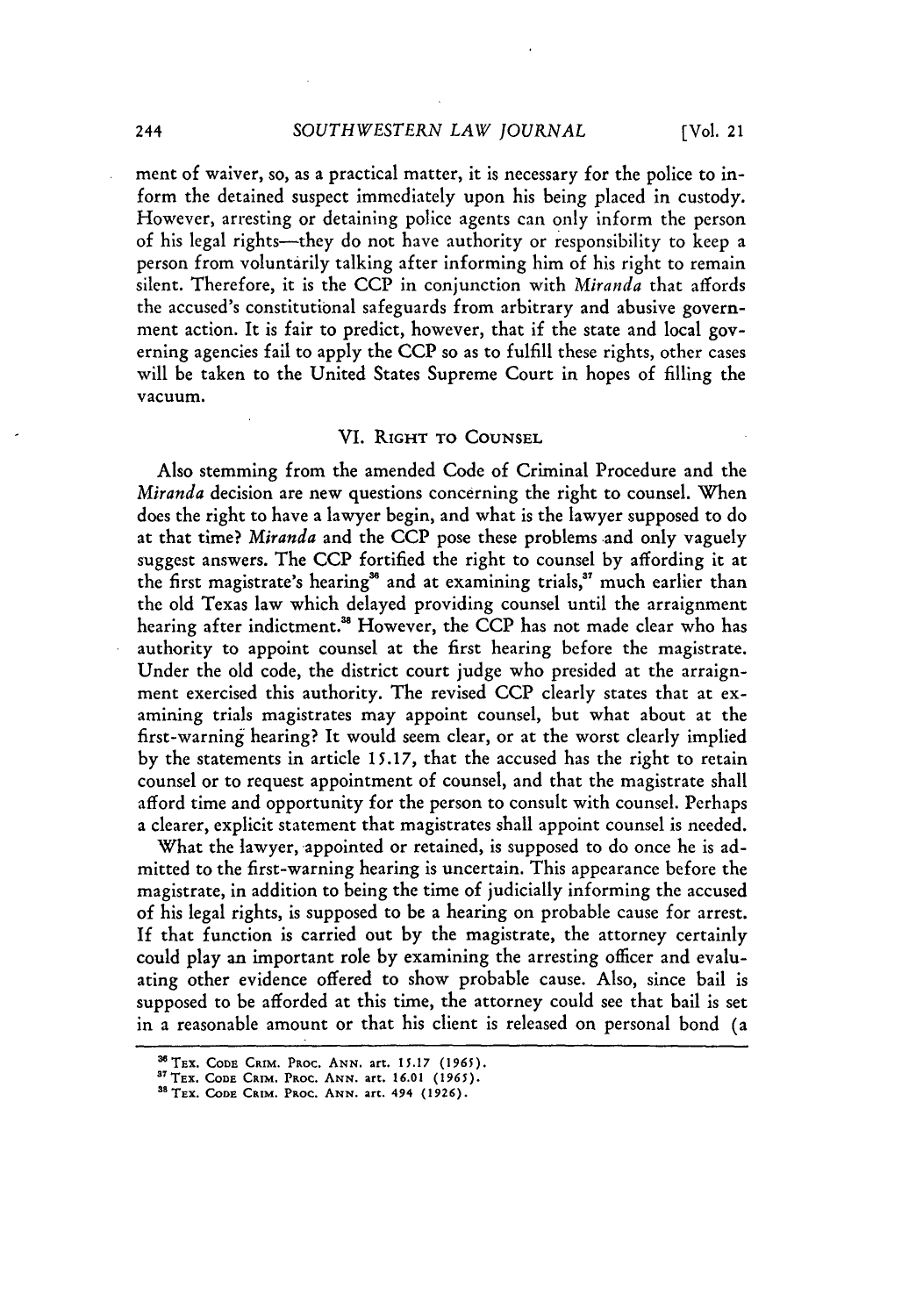ment of waiver, so, as a practical matter, it is necessary for the police to inform the detained suspect immediately upon his being placed in custody. However, arresting or detaining police agents can only inform the person of his legal rights—they do not have authority or responsibility to keep a person from voluntarily talking after informing him of his right to remain silent. Therefore, it is the CCP in conjunction with *Miranda* that affords the accused's constitutional safeguards from arbitrary and abusive government action. It is fair to predict, however, that if the state and local governing agencies fail to apply the CCP so as to fulfill these rights, other cases will be taken to the United States Supreme Court in hopes of filling the vacuum.

## VI. RIGHT TO COUNSEL

Also stemming from the amended Code of Criminal Procedure and the *Miranda* decision are new questions concerning the right to counsel. When does the right to have a lawyer begin, and what is the lawyer supposed to do at that time? *Miranda* and the CCP pose these problems and only vaguely suggest answers. The CCP fortified the right to counsel by affording it at the first magistrate's hearing[36] and at examining trials,[37] much earlier than the old Texas law which delayed providing counsel until the arraignment hearing after indictment.[38] However, the CCP has not made clear who has authority to appoint counsel at the first hearing before the magistrate. Under the old code, the district court judge who presided at the arraignment exercised this authority. The revised CCP clearly states that at examining trials magistrates may appoint counsel, but what about at the first-warning hearing? It would seem clear, or at the worst clearly implied by the statements in article 15.17, that the accused has the right to retain counsel or to request appointment of counsel, and that the magistrate shall afford time and opportunity for the person to consult with counsel. Perhaps a clearer, explicit statement that magistrates shall appoint counsel is needed.

What the lawyer, appointed or retained, is supposed to do once he is admitted to the first-warning hearing is uncertain. This appearance before the magistrate, in addition to being the time of judicially informing the accused of his legal rights, is supposed to be a hearing on probable cause for arrest. If that function is carried out by the magistrate, the attorney certainly could play an important role by examining the arresting officer and evaluating other evidence offered to show probable cause. Also, since bail is supposed to be afforded at this time, the attorney could see that bail is set in a reasonable amount or that his client is released on personal bond (a

---

[36] TEX. CODE CRIM. PROC. ANN. art. 15.17 (1965).

[37] TEX. CODE CRIM. PROC. ANN. art. 16.01 (1965).

[38] TEX. CODE CRIM. PROC. ANN. art. 494 (1926).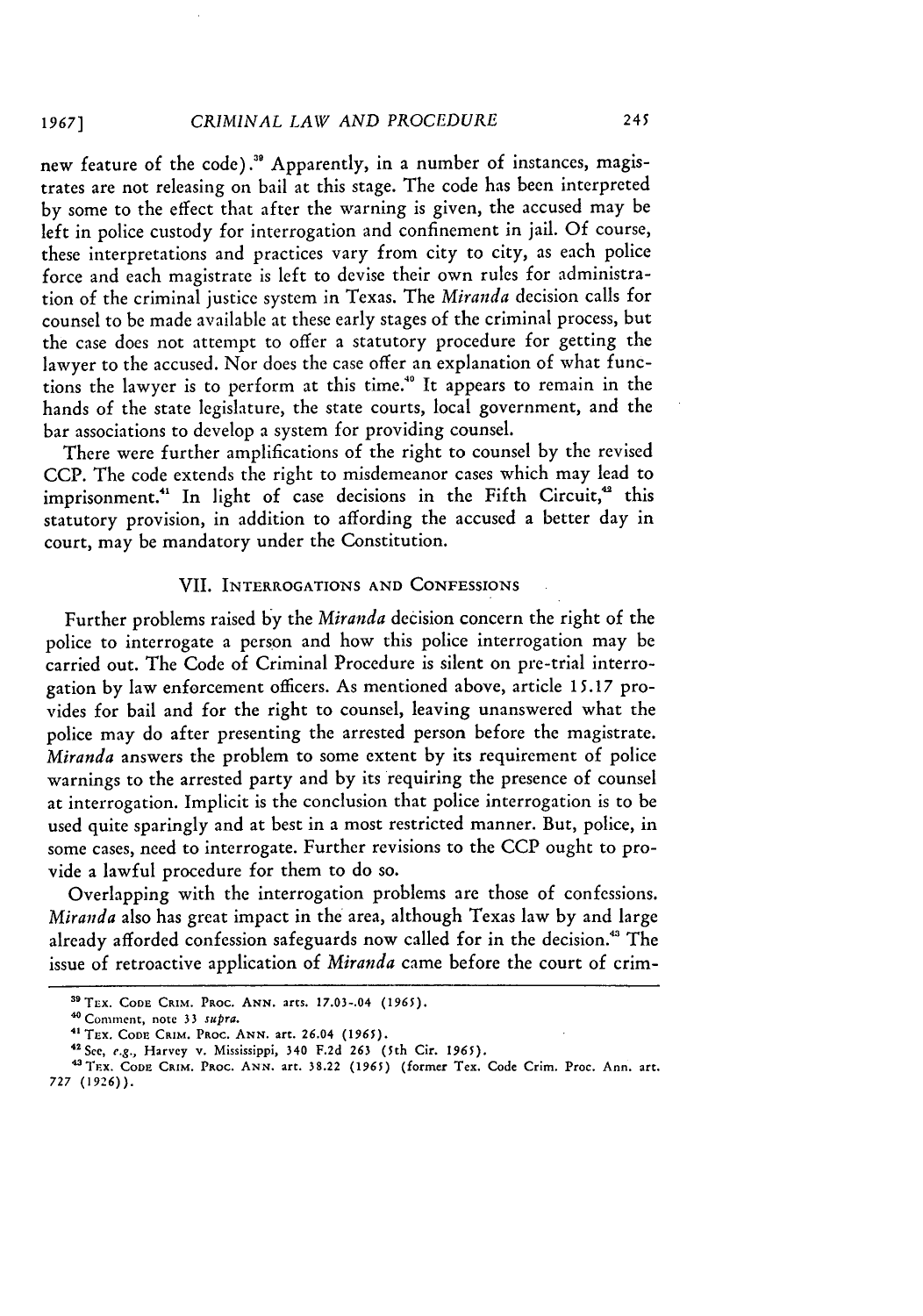new feature of the code).[39] Apparently, in a number of instances, magistrates are not releasing on bail at this stage. The code has been interpreted by some to the effect that after the warning is given, the accused may be left in police custody for interrogation and confinement in jail. Of course, these interpretations and practices vary from city to city, as each police force and each magistrate is left to devise their own rules for administration of the criminal justice system in Texas. The *Miranda* decision calls for counsel to be made available at these early stages of the criminal process, but the case does not attempt to offer a statutory procedure for getting the lawyer to the accused. Nor does the case offer an explanation of what functions the lawyer is to perform at this time.[40] It appears to remain in the hands of the state legislature, the state courts, local government, and the bar associations to develop a system for providing counsel.

There were further amplifications of the right to counsel by the revised CCP. The code extends the right to misdemeanor cases which may lead to imprisonment.[41] In light of case decisions in the Fifth Circuit,[42] this statutory provision, in addition to affording the accused a better day in court, may be mandatory under the Constitution.

## VII. Interrogations and Confessions

Further problems raised by the *Miranda* decision concern the right of the police to interrogate a person and how this police interrogation may be carried out. The Code of Criminal Procedure is silent on pre-trial interrogation by law enforcement officers. As mentioned above, article 15.17 provides for bail and for the right to counsel, leaving unanswered what the police may do after presenting the arrested person before the magistrate. *Miranda* answers the problem to some extent by its requirement of police warnings to the arrested party and by its requiring the presence of counsel at interrogation. Implicit is the conclusion that police interrogation is to be used quite sparingly and at best in a most restricted manner. But, police, in some cases, need to interrogate. Further revisions to the CCP ought to provide a lawful procedure for them to do so.

Overlapping with the interrogation problems are those of confessions. *Miranda* also has great impact in the area, although Texas law by and large already afforded confession safeguards now called for in the decision.[43] The issue of retroactive application of *Miranda* came before the court of crim-

---

[39] Tex. Code Crim. Proc. Ann. arts. 17.03-.04 (1965).

[40] Comment, note 33 *supra*.

[41] Tex. Code Crim. Proc. Ann. art. 26.04 (1965).

[42] See, *e.g.*, Harvey v. Mississippi, 340 F.2d 263 (5th Cir. 1965).

[43] Tex. Code Crim. Proc. Ann. art. 38.22 (1965) (former Tex. Code Crim. Proc. Ann. art. 727 (1926)).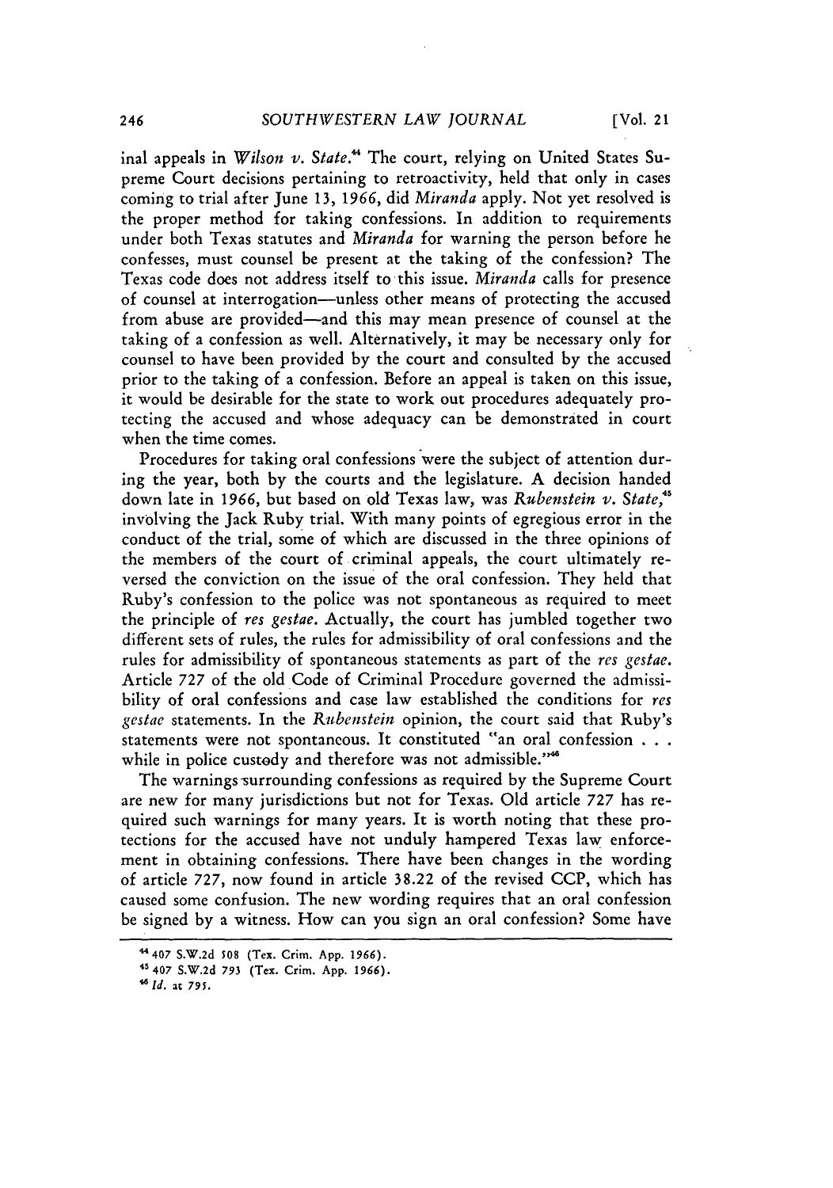inal appeals in *Wilson v. State*.[44] The court, relying on United States Supreme Court decisions pertaining to retroactivity, held that only in cases coming to trial after June 13, 1966, did *Miranda* apply. Not yet resolved is the proper method for taking confessions. In addition to requirements under both Texas statutes and *Miranda* for warning the person before he confesses, must counsel be present at the taking of the confession? The Texas code does not address itself to this issue. *Miranda* calls for presence of counsel at interrogation—unless other means of protecting the accused from abuse are provided—and this may mean presence of counsel at the taking of a confession as well. Alternatively, it may be necessary only for counsel to have been provided by the court and consulted by the accused prior to the taking of a confession. Before an appeal is taken on this issue, it would be desirable for the state to work out procedures adequately protecting the accused and whose adequacy can be demonstrated in court when the time comes.

Procedures for taking oral confessions were the subject of attention during the year, both by the courts and the legislature. A decision handed down late in 1966, but based on old Texas law, was *Rubenstein v. State*,[45] involving the Jack Ruby trial. With many points of egregious error in the conduct of the trial, some of which are discussed in the three opinions of the members of the court of criminal appeals, the court ultimately reversed the conviction on the issue of the oral confession. They held that Ruby's confession to the police was not spontaneous as required to meet the principle of *res gestae*. Actually, the court has jumbled together two different sets of rules, the rules for admissibility of oral confessions and the rules for admissibility of spontaneous statements as part of the *res gestae*. Article 727 of the old Code of Criminal Procedure governed the admissibility of oral confessions and case law established the conditions for *res gestae* statements. In the *Rubenstein* opinion, the court said that Ruby's statements were not spontaneous. It constituted "an oral confession . . . while in police custody and therefore was not admissible."[46]

The warnings surrounding confessions as required by the Supreme Court are new for many jurisdictions but not for Texas. Old article 727 has required such warnings for many years. It is worth noting that these protections for the accused have not unduly hampered Texas law enforcement in obtaining confessions. There have been changes in the wording of article 727, now found in article 38.22 of the revised CCP, which has caused some confusion. The new wording requires that an oral confession be signed by a witness. How can you sign an oral confession? Some have

---

[44] 407 S.W.2d 508 (Tex. Crim. App. 1966).

[45] 407 S.W.2d 793 (Tex. Crim. App. 1966).

[46] *Id.* at 795.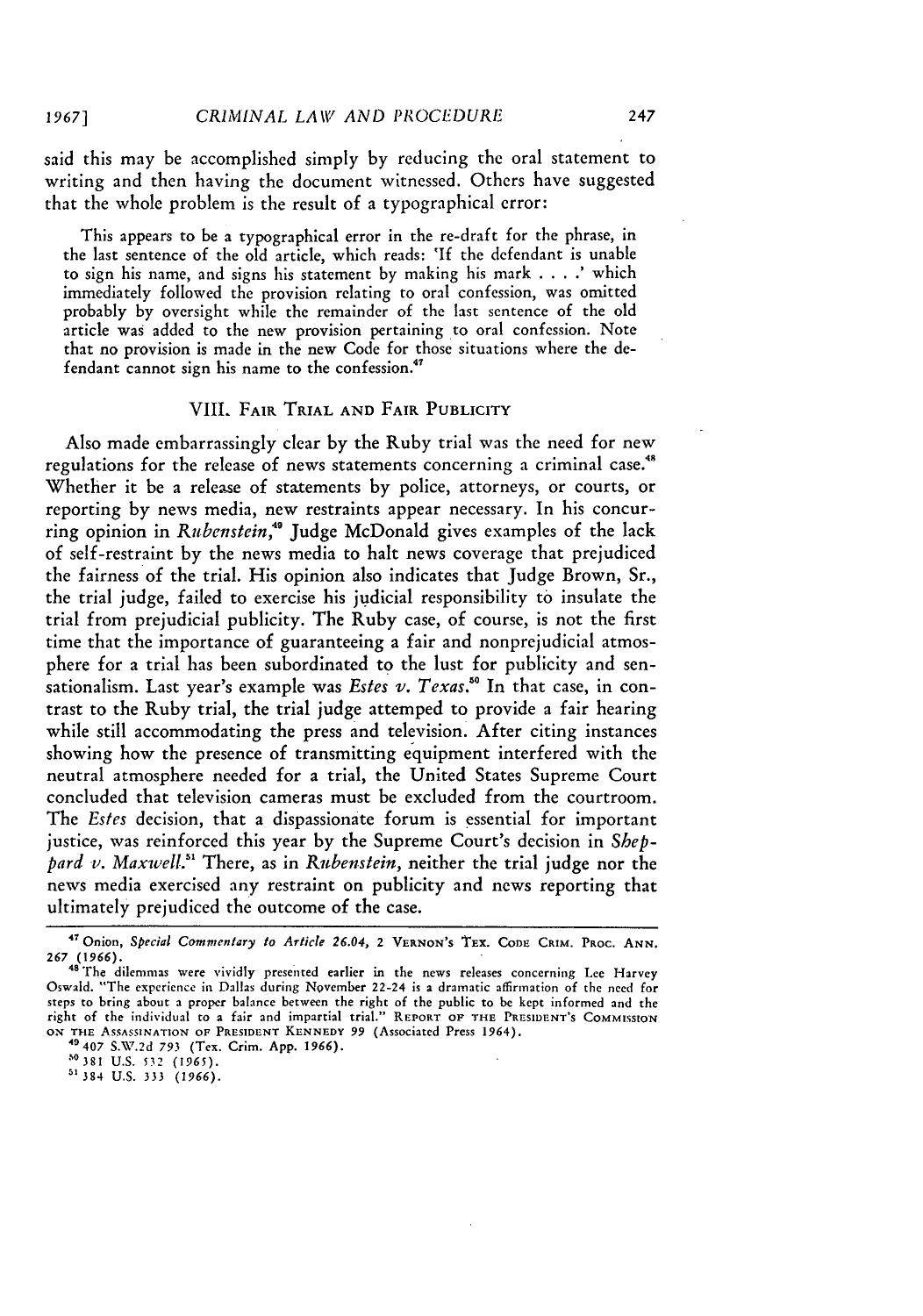said this may be accomplished simply by reducing the oral statement to writing and then having the document witnessed. Others have suggested that the whole problem is the result of a typographical error:

> This appears to be a typographical error in the re-draft for the phrase, in the last sentence of the old article, which reads: 'If the defendant is unable to sign his name, and signs his statement by making his mark . . . .' which immediately followed the provision relating to oral confession, was omitted probably by oversight while the remainder of the last sentence of the old article was added to the new provision pertaining to oral confession. Note that no provision is made in the new Code for those situations where the defendant cannot sign his name to the confession.[47]

## VIII. Fair Trial and Fair Publicity

Also made embarrassingly clear by the Ruby trial was the need for new regulations for the release of news statements concerning a criminal case.[48] Whether it be a release of statements by police, attorneys, or courts, or reporting by news media, new restraints appear necessary. In his concurring opinion in *Rubenstein*,[49] Judge McDonald gives examples of the lack of self-restraint by the news media to halt news coverage that prejudiced the fairness of the trial. His opinion also indicates that Judge Brown, Sr., the trial judge, failed to exercise his judicial responsibility to insulate the trial from prejudicial publicity. The Ruby case, of course, is not the first time that the importance of guaranteeing a fair and nonprejudicial atmosphere for a trial has been subordinated to the lust for publicity and sensationalism. Last year's example was *Estes v. Texas*.[50] In that case, in contrast to the Ruby trial, the trial judge attemped to provide a fair hearing while still accommodating the press and television. After citing instances showing how the presence of transmitting equipment interfered with the neutral atmosphere needed for a trial, the United States Supreme Court concluded that television cameras must be excluded from the courtroom. The *Estes* decision, that a dispassionate forum is essential for important justice, was reinforced this year by the Supreme Court's decision in *Sheppard v. Maxwell*.[51] There, as in *Rubenstein*, neither the trial judge nor the news media exercised any restraint on publicity and news reporting that ultimately prejudiced the outcome of the case.

---

[47] Onion, *Special Commentary to Article 26.04*, 2 Vernon's Tex. Code Crim. Proc. Ann. 267 (1966).

[48] The dilemmas were vividly presented earlier in the news releases concerning Lee Harvey Oswald. "The experience in Dallas during November 22-24 is a dramatic affirmation of the need for steps to bring about a proper balance between the right of the public to be kept informed and the right of the individual to a fair and impartial trial." Report of the President's Commission on the Assassination of President Kennedy 99 (Associated Press 1964).

[49] 407 S.W.2d 793 (Tex. Crim. App. 1966).

[50] 381 U.S. 532 (1965).

[51] 384 U.S. 333 (1966).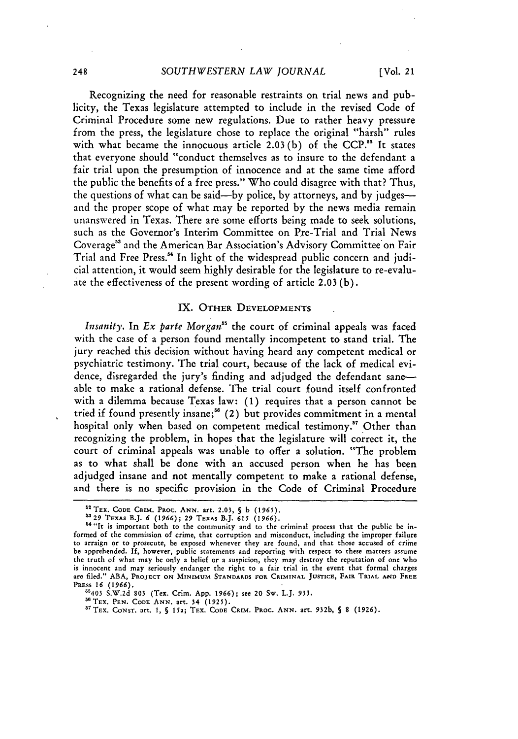Recognizing the need for reasonable restraints on trial news and publicity, the Texas legislature attempted to include in the revised Code of Criminal Procedure some new regulations. Due to rather heavy pressure from the press, the legislature chose to replace the original "harsh" rules with what became the innocuous article 2.03 (b) of the CCP.[52] It states that everyone should "conduct themselves as to insure to the defendant a fair trial upon the presumption of innocence and at the same time afford the public the benefits of a free press." Who could disagree with that? Thus, the questions of what can be said—by police, by attorneys, and by judges—and the proper scope of what may be reported by the news media remain unanswered in Texas. There are some efforts being made to seek solutions, such as the Governor's Interim Committee on Pre-Trial and Trial News Coverage[53] and the American Bar Association's Advisory Committee on Fair Trial and Free Press.[54] In light of the widespread public concern and judicial attention, it would seem highly desirable for the legislature to re-evaluate the effectiveness of the present wording of article 2.03 (b).

## IX. Other Developments

*Insanity.* In *Ex parte Morgan*[55] the court of criminal appeals was faced with the case of a person found mentally incompetent to stand trial. The jury reached this decision without having heard any competent medical or psychiatric testimony. The trial court, because of the lack of medical evidence, disregarded the jury's finding and adjudged the defendant sane—able to make a rational defense. The trial court found itself confronted with a dilemma because Texas law: (1) requires that a person cannot be tried if found presently insane;[56] (2) but provides commitment in a mental hospital only when based on competent medical testimony.[57] Other than recognizing the problem, in hopes that the legislature will correct it, the court of criminal appeals was unable to offer a solution. "The problem as to what shall be done with an accused person when he has been adjudged insane and not mentally competent to make a rational defense, and there is no specific provision in the Code of Criminal Procedure

---

[52] Tex. Code Crim. Proc. Ann. art. 2.03, § b (1965).

[53] 29 Texas B.J. 6 (1966); 29 Texas B.J. 615 (1966).

[54] "It is important both to the community and to the criminal process that the public be informed of the commission of crime, that corruption and misconduct, including the improper failure to arraign or to prosecute, be exposed whenever they are found, and that those accused of crime be apprehended. If, however, public statements and reporting with respect to these matters assume the truth of what may be only a belief or a suspicion, they may destroy the reputation of one who is innocent and may seriously endanger the right to a fair trial in the event that formal charges are filed." ABA, Project on Minimum Standards for Criminal Justice, Fair Trial and Free Press 16 (1966).

[55] 403 S.W.2d 803 (Tex. Crim. App. 1966); see 20 Sw. L.J. 933.

[56] Tex. Pen. Code Ann. art. 34 (1925).

[57] Tex. Const. art. 1, § 15a; Tex. Code Crim. Proc. Ann. art. 932b, § 8 (1926).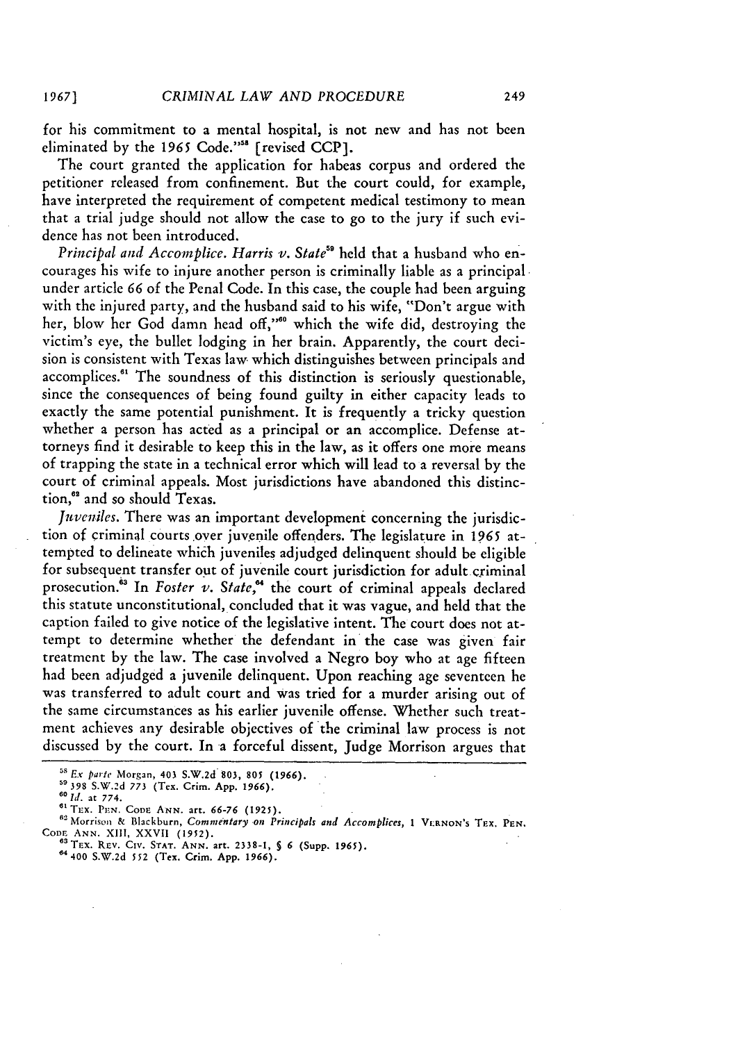for his commitment to a mental hospital, is not new and has not been eliminated by the 1965 Code."[58] [revised CCP].

The court granted the application for habeas corpus and ordered the petitioner released from confinement. But the court could, for example, have interpreted the requirement of competent medical testimony to mean that a trial judge should not allow the case to go to the jury if such evidence has not been introduced.

*Principal and Accomplice.* *Harris v. State*[59] held that a husband who encourages his wife to injure another person is criminally liable as a principal under article 66 of the Penal Code. In this case, the couple had been arguing with the injured party, and the husband said to his wife, "Don't argue with her, blow her God damn head off,"[60] which the wife did, destroying the victim's eye, the bullet lodging in her brain. Apparently, the court decision is consistent with Texas law which distinguishes between principals and accomplices.[61] The soundness of this distinction is seriously questionable, since the consequences of being found guilty in either capacity leads to exactly the same potential punishment. It is frequently a tricky question whether a person has acted as a principal or an accomplice. Defense attorneys find it desirable to keep this in the law, as it offers one more means of trapping the state in a technical error which will lead to a reversal by the court of criminal appeals. Most jurisdictions have abandoned this distinction,[62] and so should Texas.

*Juveniles.* There was an important development concerning the jurisdiction of criminal courts over juvenile offenders. The legislature in 1965 attempted to delineate which juveniles adjudged delinquent should be eligible for subsequent transfer out of juvenile court jurisdiction for adult criminal prosecution.[63] In *Foster v. State*,[64] the court of criminal appeals declared this statute unconstitutional, concluded that it was vague, and held that the caption failed to give notice of the legislative intent. The court does not attempt to determine whether the defendant in the case was given fair treatment by the law. The case involved a Negro boy who at age fifteen had been adjudged a juvenile delinquent. Upon reaching age seventeen he was transferred to adult court and was tried for a murder arising out of the same circumstances as his earlier juvenile offense. Whether such treatment achieves any desirable objectives of the criminal law process is not discussed by the court. In a forceful dissent, Judge Morrison argues that

---

[58] *Ex parte* Morgan, 403 S.W.2d 803, 805 (1966).

[59] 398 S.W.2d 773 (Tex. Crim. App. 1966).

[60] *Id.* at 774.

[61] TEX. PEN. CODE ANN. art. 66-76 (1925).

[62] Morrison & Blackburn, *Commentary on Principals and Accomplices*, 1 VERNON'S TEX. PEN. CODE ANN. XIII, XXVII (1952).

[63] TEX. REV. CIV. STAT. ANN. art. 2338-1, § 6 (Supp. 1965).

[64] 400 S.W.2d 552 (Tex. Crim. App. 1966).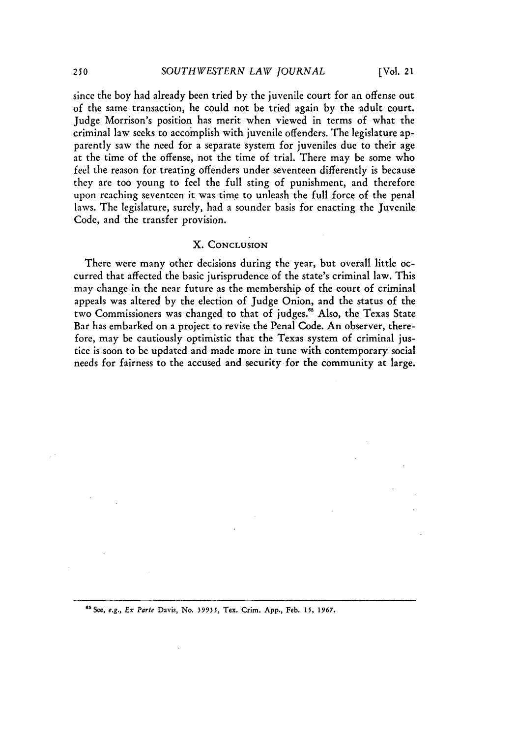since the boy had already been tried by the juvenile court for an offense out of the same transaction, he could not be tried again by the adult court. Judge Morrison's position has merit when viewed in terms of what the criminal law seeks to accomplish with juvenile offenders. The legislature apparently saw the need for a separate system for juveniles due to their age at the time of the offense, not the time of trial. There may be some who feel the reason for treating offenders under seventeen differently is because they are too young to feel the full sting of punishment, and therefore upon reaching seventeen it was time to unleash the full force of the penal laws. The legislature, surely, had a sounder basis for enacting the Juvenile Code, and the transfer provision.

## X. CONCLUSION

There were many other decisions during the year, but overall little occurred that affected the basic jurisprudence of the state's criminal law. This may change in the near future as the membership of the court of criminal appeals was altered by the election of Judge Onion, and the status of the two Commissioners was changed to that of judges.[65] Also, the Texas State Bar has embarked on a project to revise the Penal Code. An observer, therefore, may be cautiously optimistic that the Texas system of criminal justice is soon to be updated and made more in tune with contemporary social needs for fairness to the accused and security for the community at large.

---

[65] See, *e.g.*, *Ex Parte* Davis, No. 39935, Tex. Crim. App., Feb. 15, 1967.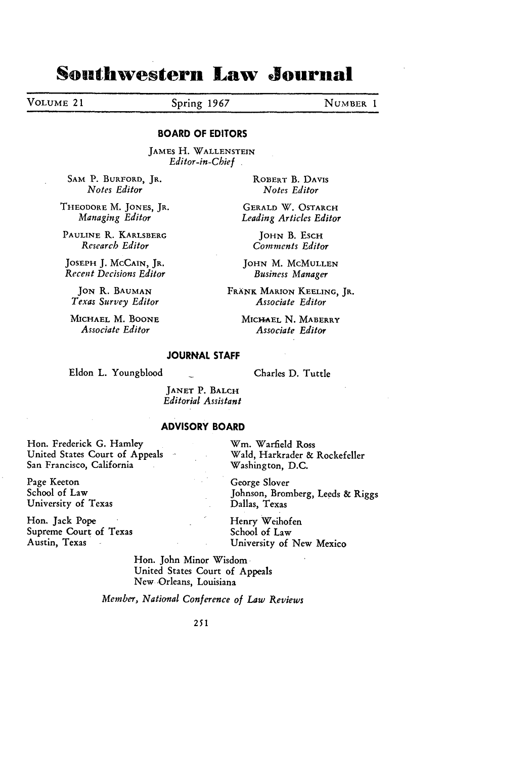# Southwestern Law Journal

VOLUME 21 | Spring 1967 | NUMBER 1

## BOARD OF EDITORS

JAMES H. WALLENSTEIN
*Editor-in-Chief*

SAM P. BURFORD, JR.
*Notes Editor*

ROBERT B. DAVIS
*Notes Editor*

THEODORE M. JONES, JR.
*Managing Editor*

GERALD W. OSTARCH
*Leading Articles Editor*

PAULINE R. KARLSBERG
*Research Editor*

JOHN B. ESCH
*Comments Editor*

JOSEPH J. MCCAIN, JR.
*Recent Decisions Editor*

JOHN M. MCMULLEN
*Business Manager*

JON R. BAUMAN
*Texas Survey Editor*

FRANK MARION KEELING, JR.
*Associate Editor*

MICHAEL M. BOONE
*Associate Editor*

MICHAEL N. MABERRY
*Associate Editor*

## JOURNAL STAFF

Eldon L. Youngblood

Charles D. Tuttle

JANET P. BALCH
*Editorial Assistant*

## ADVISORY BOARD

Hon. Frederick G. Hamley
United States Court of Appeals
San Francisco, California

Wm. Warfield Ross
Wald, Harkrader & Rockefeller
Washington, D.C.

Page Keeton
School of Law
University of Texas

George Slover
Johnson, Bromberg, Leeds & Riggs
Dallas, Texas

Hon. Jack Pope
Supreme Court of Texas
Austin, Texas

Henry Weihofen
School of Law
University of New Mexico

Hon. John Minor Wisdom
United States Court of Appeals
New Orleans, Louisiana

*Member, National Conference of Law Reviews*